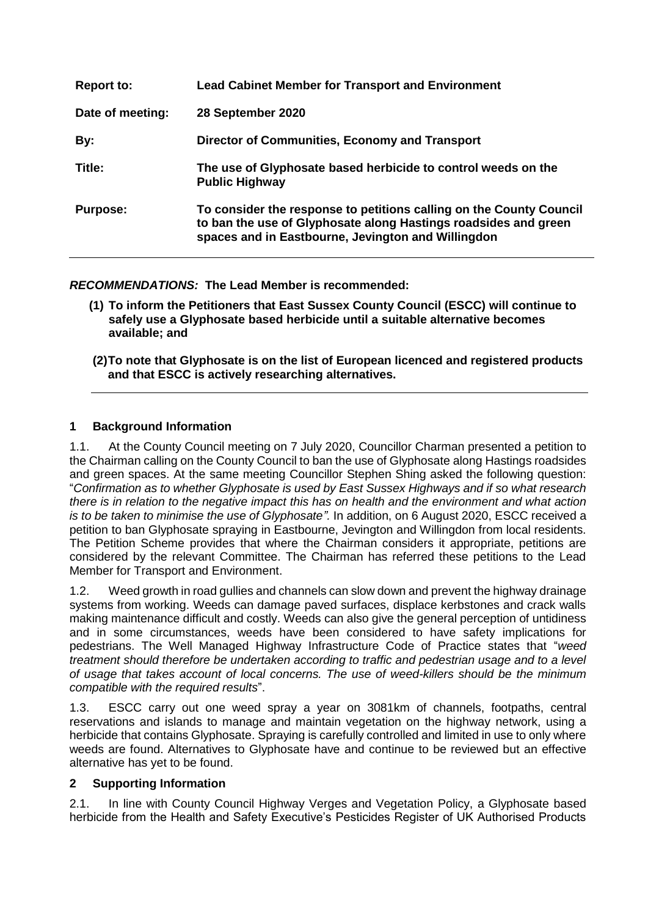| | |
|---|---|
| **Report to:** | **Lead Cabinet Member for Transport and Environment** |
| **Date of meeting:** | **28 September 2020** |
| **By:** | **Director of Communities, Economy and Transport** |
| **Title:** | **The use of Glyphosate based herbicide to control weeds on the Public Highway** |
| **Purpose:** | **To consider the response to petitions calling on the County Council to ban the use of Glyphosate along Hastings roadsides and green spaces and in Eastbourne, Jevington and Willingdon** |

***RECOMMENDATIONS:*** **The Lead Member is recommended:**

**(1) To inform the Petitioners that East Sussex County Council (ESCC) will continue to safely use a Glyphosate based herbicide until a suitable alternative becomes available; and**

**(2) To note that Glyphosate is on the list of European licenced and registered products and that ESCC is actively researching alternatives.**

## 1 Background Information

1.1. At the County Council meeting on 7 July 2020, Councillor Charman presented a petition to the Chairman calling on the County Council to ban the use of Glyphosate along Hastings roadsides and green spaces. At the same meeting Councillor Stephen Shing asked the following question: "*Confirmation as to whether Glyphosate is used by East Sussex Highways and if so what research there is in relation to the negative impact this has on health and the environment and what action is to be taken to minimise the use of Glyphosate".* In addition, on 6 August 2020, ESCC received a petition to ban Glyphosate spraying in Eastbourne, Jevington and Willingdon from local residents. The Petition Scheme provides that where the Chairman considers it appropriate, petitions are considered by the relevant Committee. The Chairman has referred these petitions to the Lead Member for Transport and Environment.

1.2. Weed growth in road gullies and channels can slow down and prevent the highway drainage systems from working. Weeds can damage paved surfaces, displace kerbstones and crack walls making maintenance difficult and costly. Weeds can also give the general perception of untidiness and in some circumstances, weeds have been considered to have safety implications for pedestrians. The Well Managed Highway Infrastructure Code of Practice states that "*weed treatment should therefore be undertaken according to traffic and pedestrian usage and to a level of usage that takes account of local concerns. The use of weed-killers should be the minimum compatible with the required results*".

1.3. ESCC carry out one weed spray a year on 3081km of channels, footpaths, central reservations and islands to manage and maintain vegetation on the highway network, using a herbicide that contains Glyphosate. Spraying is carefully controlled and limited in use to only where weeds are found. Alternatives to Glyphosate have and continue to be reviewed but an effective alternative has yet to be found.

## 2 Supporting Information

2.1. In line with County Council Highway Verges and Vegetation Policy, a Glyphosate based herbicide from the Health and Safety Executive's Pesticides Register of UK Authorised Products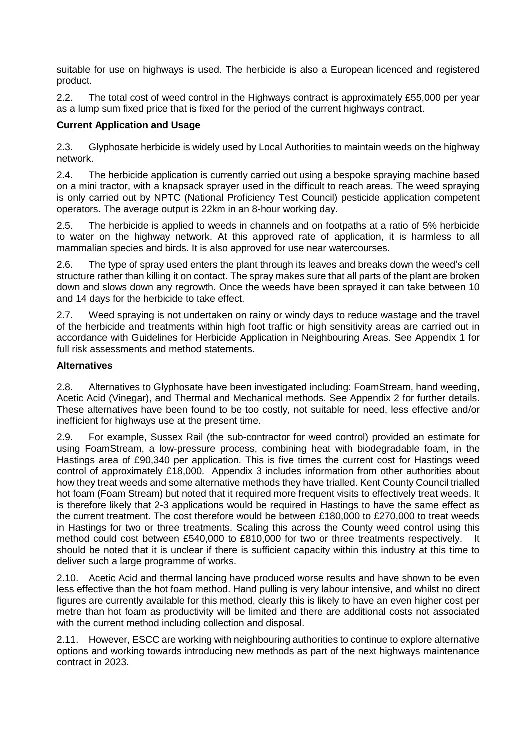suitable for use on highways is used. The herbicide is also a European licenced and registered product.

2.2. The total cost of weed control in the Highways contract is approximately £55,000 per year as a lump sum fixed price that is fixed for the period of the current highways contract.

**Current Application and Usage**

2.3. Glyphosate herbicide is widely used by Local Authorities to maintain weeds on the highway network.

2.4. The herbicide application is currently carried out using a bespoke spraying machine based on a mini tractor, with a knapsack sprayer used in the difficult to reach areas. The weed spraying is only carried out by NPTC (National Proficiency Test Council) pesticide application competent operators. The average output is 22km in an 8-hour working day.

2.5. The herbicide is applied to weeds in channels and on footpaths at a ratio of 5% herbicide to water on the highway network. At this approved rate of application, it is harmless to all mammalian species and birds. It is also approved for use near watercourses.

2.6. The type of spray used enters the plant through its leaves and breaks down the weed's cell structure rather than killing it on contact. The spray makes sure that all parts of the plant are broken down and slows down any regrowth. Once the weeds have been sprayed it can take between 10 and 14 days for the herbicide to take effect.

2.7. Weed spraying is not undertaken on rainy or windy days to reduce wastage and the travel of the herbicide and treatments within high foot traffic or high sensitivity areas are carried out in accordance with Guidelines for Herbicide Application in Neighbouring Areas. See Appendix 1 for full risk assessments and method statements.

**Alternatives**

2.8. Alternatives to Glyphosate have been investigated including: FoamStream, hand weeding, Acetic Acid (Vinegar), and Thermal and Mechanical methods. See Appendix 2 for further details. These alternatives have been found to be too costly, not suitable for need, less effective and/or inefficient for highways use at the present time.

2.9. For example, Sussex Rail (the sub-contractor for weed control) provided an estimate for using FoamStream, a low-pressure process, combining heat with biodegradable foam, in the Hastings area of £90,340 per application. This is five times the current cost for Hastings weed control of approximately £18,000. Appendix 3 includes information from other authorities about how they treat weeds and some alternative methods they have trialled. Kent County Council trialled hot foam (Foam Stream) but noted that it required more frequent visits to effectively treat weeds. It is therefore likely that 2-3 applications would be required in Hastings to have the same effect as the current treatment. The cost therefore would be between £180,000 to £270,000 to treat weeds in Hastings for two or three treatments. Scaling this across the County weed control using this method could cost between £540,000 to £810,000 for two or three treatments respectively. It should be noted that it is unclear if there is sufficient capacity within this industry at this time to deliver such a large programme of works.

2.10. Acetic Acid and thermal lancing have produced worse results and have shown to be even less effective than the hot foam method. Hand pulling is very labour intensive, and whilst no direct figures are currently available for this method, clearly this is likely to have an even higher cost per metre than hot foam as productivity will be limited and there are additional costs not associated with the current method including collection and disposal.

2.11. However, ESCC are working with neighbouring authorities to continue to explore alternative options and working towards introducing new methods as part of the next highways maintenance contract in 2023.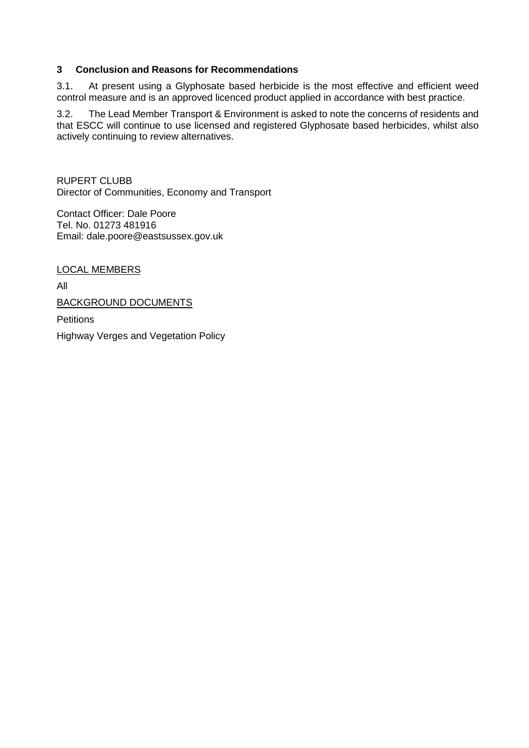## 3 Conclusion and Reasons for Recommendations

3.1. At present using a Glyphosate based herbicide is the most effective and efficient weed control measure and is an approved licenced product applied in accordance with best practice.

3.2. The Lead Member Transport & Environment is asked to note the concerns of residents and that ESCC will continue to use licensed and registered Glyphosate based herbicides, whilst also actively continuing to review alternatives.

RUPERT CLUBB
Director of Communities, Economy and Transport

Contact Officer: Dale Poore
Tel. No. 01273 481916
Email: dale.poore@eastsussex.gov.uk

LOCAL MEMBERS

All

BACKGROUND DOCUMENTS

Petitions

Highway Verges and Vegetation Policy